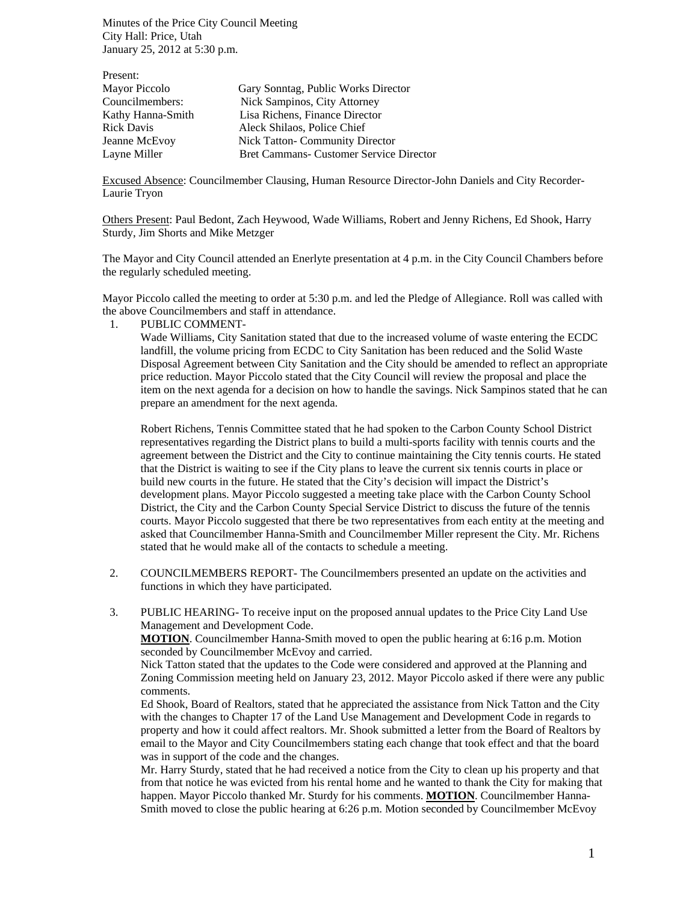Minutes of the Price City Council Meeting
City Hall: Price, Utah
January 25, 2012 at 5:30 p.m.

Present:

| | |
|---|---|
| Mayor Piccolo | Gary Sonntag, Public Works Director |
| Councilmembers: | Nick Sampinos, City Attorney |
| Kathy Hanna-Smith | Lisa Richens, Finance Director |
| Rick Davis | Aleck Shilaos, Police Chief |
| Jeanne McEvoy | Nick Tatton- Community Director |
| Layne Miller | Bret Cammans- Customer Service Director |

Excused Absence: Councilmember Clausing, Human Resource Director-John Daniels and City Recorder-Laurie Tryon

Others Present: Paul Bedont, Zach Heywood, Wade Williams, Robert and Jenny Richens, Ed Shook, Harry Sturdy, Jim Shorts and Mike Metzger

The Mayor and City Council attended an Enerlyte presentation at 4 p.m. in the City Council Chambers before the regularly scheduled meeting.

Mayor Piccolo called the meeting to order at 5:30 p.m. and led the Pledge of Allegiance. Roll was called with the above Councilmembers and staff in attendance.

1. PUBLIC COMMENT-

   Wade Williams, City Sanitation stated that due to the increased volume of waste entering the ECDC landfill, the volume pricing from ECDC to City Sanitation has been reduced and the Solid Waste Disposal Agreement between City Sanitation and the City should be amended to reflect an appropriate price reduction. Mayor Piccolo stated that the City Council will review the proposal and place the item on the next agenda for a decision on how to handle the savings. Nick Sampinos stated that he can prepare an amendment for the next agenda.

   Robert Richens, Tennis Committee stated that he had spoken to the Carbon County School District representatives regarding the District plans to build a multi-sports facility with tennis courts and the agreement between the District and the City to continue maintaining the City tennis courts. He stated that the District is waiting to see if the City plans to leave the current six tennis courts in place or build new courts in the future. He stated that the City's decision will impact the District's development plans. Mayor Piccolo suggested a meeting take place with the Carbon County School District, the City and the Carbon County Special Service District to discuss the future of the tennis courts. Mayor Piccolo suggested that there be two representatives from each entity at the meeting and asked that Councilmember Hanna-Smith and Councilmember Miller represent the City. Mr. Richens stated that he would make all of the contacts to schedule a meeting.

2. COUNCILMEMBERS REPORT- The Councilmembers presented an update on the activities and functions in which they have participated.

3. PUBLIC HEARING- To receive input on the proposed annual updates to the Price City Land Use Management and Development Code.

   **MOTION**. Councilmember Hanna-Smith moved to open the public hearing at 6:16 p.m. Motion seconded by Councilmember McEvoy and carried.

   Nick Tatton stated that the updates to the Code were considered and approved at the Planning and Zoning Commission meeting held on January 23, 2012. Mayor Piccolo asked if there were any public comments.

   Ed Shook, Board of Realtors, stated that he appreciated the assistance from Nick Tatton and the City with the changes to Chapter 17 of the Land Use Management and Development Code in regards to property and how it could affect realtors. Mr. Shook submitted a letter from the Board of Realtors by email to the Mayor and City Councilmembers stating each change that took effect and that the board was in support of the code and the changes.

   Mr. Harry Sturdy, stated that he had received a notice from the City to clean up his property and that from that notice he was evicted from his rental home and he wanted to thank the City for making that happen. Mayor Piccolo thanked Mr. Sturdy for his comments. **MOTION**. Councilmember Hanna-Smith moved to close the public hearing at 6:26 p.m. Motion seconded by Councilmember McEvoy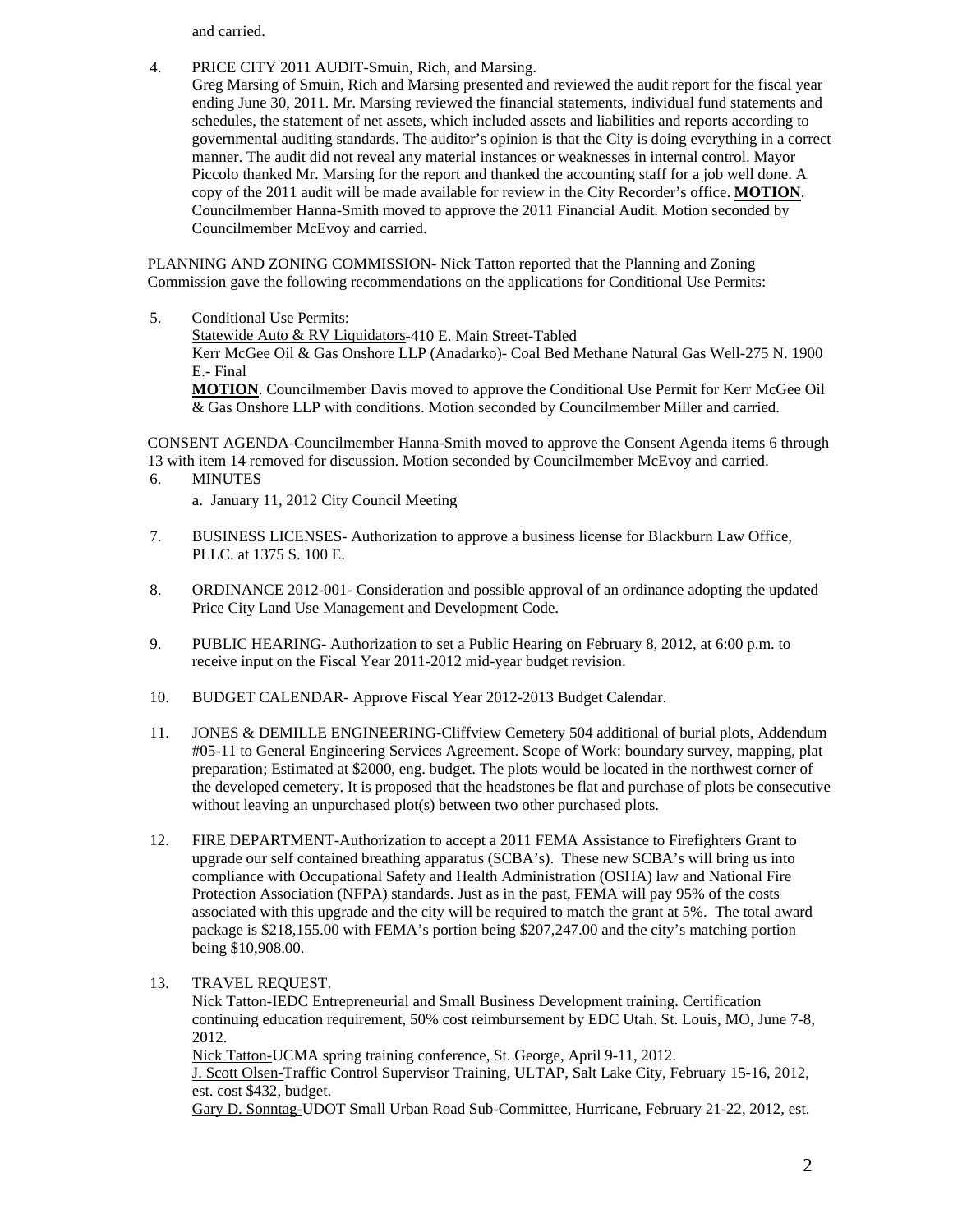and carried.

4. PRICE CITY 2011 AUDIT-Smuin, Rich, and Marsing.
   Greg Marsing of Smuin, Rich and Marsing presented and reviewed the audit report for the fiscal year ending June 30, 2011. Mr. Marsing reviewed the financial statements, individual fund statements and schedules, the statement of net assets, which included assets and liabilities and reports according to governmental auditing standards. The auditor's opinion is that the City is doing everything in a correct manner. The audit did not reveal any material instances or weaknesses in internal control. Mayor Piccolo thanked Mr. Marsing for the report and thanked the accounting staff for a job well done. A copy of the 2011 audit will be made available for review in the City Recorder's office. **MOTION**. Councilmember Hanna-Smith moved to approve the 2011 Financial Audit. Motion seconded by Councilmember McEvoy and carried.

PLANNING AND ZONING COMMISSION- Nick Tatton reported that the Planning and Zoning Commission gave the following recommendations on the applications for Conditional Use Permits:

5. Conditional Use Permits:
   Statewide Auto & RV Liquidators-410 E. Main Street-Tabled
   Kerr McGee Oil & Gas Onshore LLP (Anadarko)- Coal Bed Methane Natural Gas Well-275 N. 1900 E.- Final
   **MOTION**. Councilmember Davis moved to approve the Conditional Use Permit for Kerr McGee Oil & Gas Onshore LLP with conditions. Motion seconded by Councilmember Miller and carried.

CONSENT AGENDA-Councilmember Hanna-Smith moved to approve the Consent Agenda items 6 through 13 with item 14 removed for discussion. Motion seconded by Councilmember McEvoy and carried.

6. MINUTES
   a. January 11, 2012 City Council Meeting

7. BUSINESS LICENSES- Authorization to approve a business license for Blackburn Law Office, PLLC. at 1375 S. 100 E.

8. ORDINANCE 2012-001- Consideration and possible approval of an ordinance adopting the updated Price City Land Use Management and Development Code.

9. PUBLIC HEARING- Authorization to set a Public Hearing on February 8, 2012, at 6:00 p.m. to receive input on the Fiscal Year 2011-2012 mid-year budget revision.

10. BUDGET CALENDAR- Approve Fiscal Year 2012-2013 Budget Calendar.

11. JONES & DEMILLE ENGINEERING-Cliffview Cemetery 504 additional of burial plots, Addendum #05-11 to General Engineering Services Agreement. Scope of Work: boundary survey, mapping, plat preparation; Estimated at $2000, eng. budget. The plots would be located in the northwest corner of the developed cemetery. It is proposed that the headstones be flat and purchase of plots be consecutive without leaving an unpurchased plot(s) between two other purchased plots.

12. FIRE DEPARTMENT-Authorization to accept a 2011 FEMA Assistance to Firefighters Grant to upgrade our self contained breathing apparatus (SCBA's). These new SCBA's will bring us into compliance with Occupational Safety and Health Administration (OSHA) law and National Fire Protection Association (NFPA) standards. Just as in the past, FEMA will pay 95% of the costs associated with this upgrade and the city will be required to match the grant at 5%. The total award package is $218,155.00 with FEMA's portion being $207,247.00 and the city's matching portion being $10,908.00.

13. TRAVEL REQUEST.
   Nick Tatton-IEDC Entrepreneurial and Small Business Development training. Certification continuing education requirement, 50% cost reimbursement by EDC Utah. St. Louis, MO, June 7-8, 2012.
   Nick Tatton-UCMA spring training conference, St. George, April 9-11, 2012.
   J. Scott Olsen-Traffic Control Supervisor Training, ULTAP, Salt Lake City, February 15-16, 2012, est. cost $432, budget.
   Gary D. Sonntag-UDOT Small Urban Road Sub-Committee, Hurricane, February 21-22, 2012, est.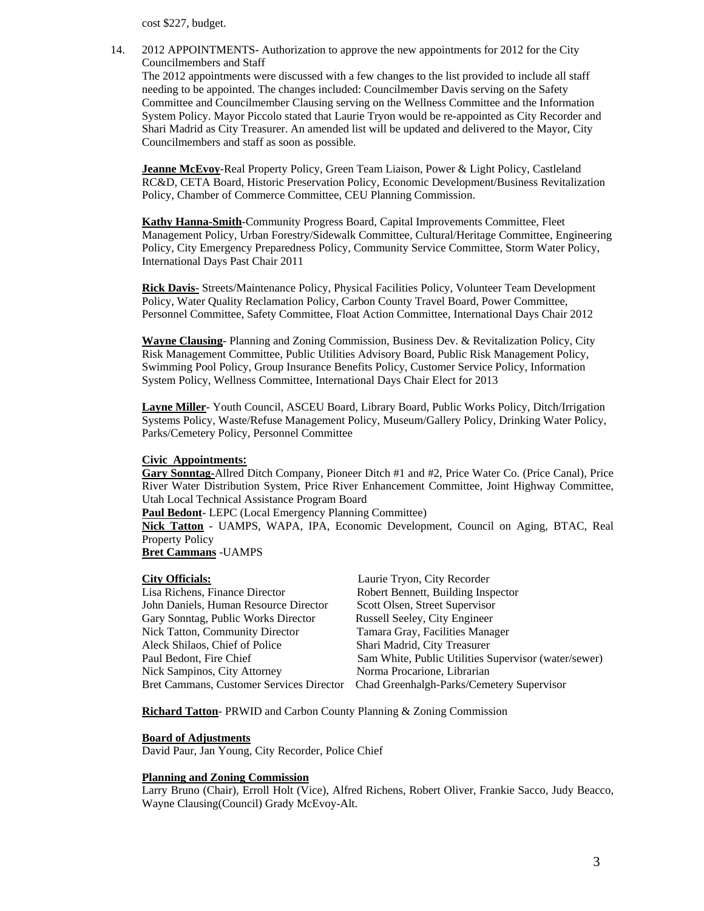cost $227, budget.

14. 2012 APPOINTMENTS- Authorization to approve the new appointments for 2012 for the City Councilmembers and Staff

    The 2012 appointments were discussed with a few changes to the list provided to include all staff needing to be appointed. The changes included: Councilmember Davis serving on the Safety Committee and Councilmember Clausing serving on the Wellness Committee and the Information System Policy. Mayor Piccolo stated that Laurie Tryon would be re-appointed as City Recorder and Shari Madrid as City Treasurer. An amended list will be updated and delivered to the Mayor, City Councilmembers and staff as soon as possible.

    **Jeanne McEvoy**-Real Property Policy, Green Team Liaison, Power & Light Policy, Castleland RC&D, CETA Board, Historic Preservation Policy, Economic Development/Business Revitalization Policy, Chamber of Commerce Committee, CEU Planning Commission.

    **Kathy Hanna-Smith**-Community Progress Board, Capital Improvements Committee, Fleet Management Policy, Urban Forestry/Sidewalk Committee, Cultural/Heritage Committee, Engineering Policy, City Emergency Preparedness Policy, Community Service Committee, Storm Water Policy, International Days Past Chair 2011

    **Rick Davis**- Streets/Maintenance Policy, Physical Facilities Policy, Volunteer Team Development Policy, Water Quality Reclamation Policy, Carbon County Travel Board, Power Committee, Personnel Committee, Safety Committee, Float Action Committee, International Days Chair 2012

    **Wayne Clausing**- Planning and Zoning Commission, Business Dev. & Revitalization Policy, City Risk Management Committee, Public Utilities Advisory Board, Public Risk Management Policy, Swimming Pool Policy, Group Insurance Benefits Policy, Customer Service Policy, Information System Policy, Wellness Committee, International Days Chair Elect for 2013

    **Layne Miller**- Youth Council, ASCEU Board, Library Board, Public Works Policy, Ditch/Irrigation Systems Policy, Waste/Refuse Management Policy, Museum/Gallery Policy, Drinking Water Policy, Parks/Cemetery Policy, Personnel Committee

    **Civic Appointments:**

    **Gary Sonntag**-Allred Ditch Company, Pioneer Ditch #1 and #2, Price Water Co. (Price Canal), Price River Water Distribution System, Price River Enhancement Committee, Joint Highway Committee, Utah Local Technical Assistance Program Board

    **Paul Bedont**- LEPC (Local Emergency Planning Committee)

    **Nick Tatton** - UAMPS, WAPA, IPA, Economic Development, Council on Aging, BTAC, Real Property Policy

    **Bret Cammans** -UAMPS

    **City Officials:**

    Laurie Tryon, City Recorder
    Lisa Richens, Finance Director
    Robert Bennett, Building Inspector
    John Daniels, Human Resource Director
    Scott Olsen, Street Supervisor
    Gary Sonntag, Public Works Director
    Russell Seeley, City Engineer
    Nick Tatton, Community Director
    Tamara Gray, Facilities Manager
    Aleck Shilaos, Chief of Police
    Shari Madrid, City Treasurer
    Paul Bedont, Fire Chief
    Sam White, Public Utilities Supervisor (water/sewer)
    Nick Sampinos, City Attorney
    Norma Procarione, Librarian
    Bret Cammans, Customer Services Director
    Chad Greenhalgh-Parks/Cemetery Supervisor

    **Richard Tatton**- PRWID and Carbon County Planning & Zoning Commission

    **Board of Adjustments**

    David Paur, Jan Young, City Recorder, Police Chief

    **Planning and Zoning Commission**

    Larry Bruno (Chair), Erroll Holt (Vice), Alfred Richens, Robert Oliver, Frankie Sacco, Judy Beacco, Wayne Clausing(Council) Grady McEvoy-Alt.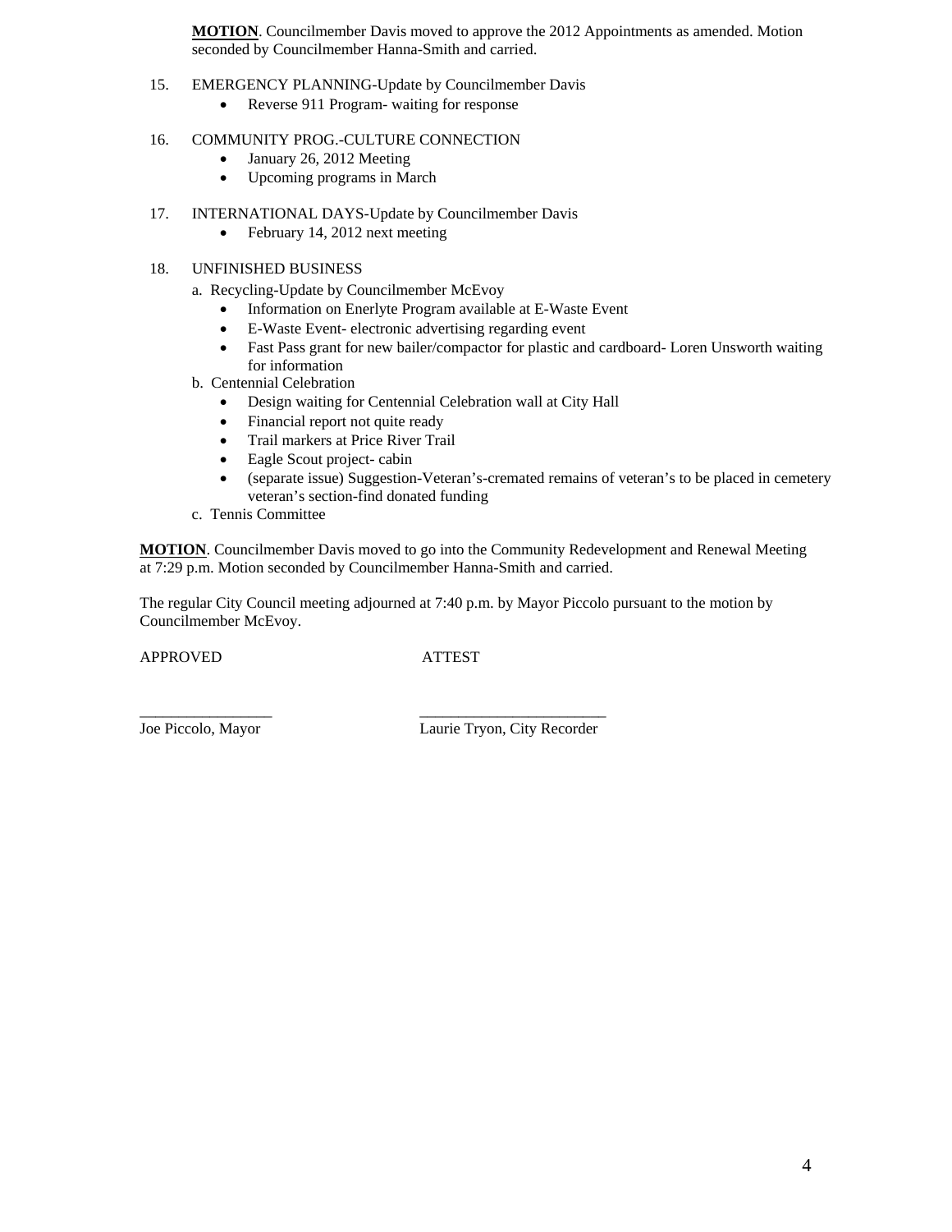**MOTION**. Councilmember Davis moved to approve the 2012 Appointments as amended. Motion seconded by Councilmember Hanna-Smith and carried.

15. EMERGENCY PLANNING-Update by Councilmember Davis
    - Reverse 911 Program- waiting for response

16. COMMUNITY PROG.-CULTURE CONNECTION
    - January 26, 2012 Meeting
    - Upcoming programs in March

17. INTERNATIONAL DAYS-Update by Councilmember Davis
    - February 14, 2012 next meeting

18. UNFINISHED BUSINESS

    a. Recycling-Update by Councilmember McEvoy
    - Information on Enerlyte Program available at E-Waste Event
    - E-Waste Event- electronic advertising regarding event
    - Fast Pass grant for new bailer/compactor for plastic and cardboard- Loren Unsworth waiting for information

    b. Centennial Celebration
    - Design waiting for Centennial Celebration wall at City Hall
    - Financial report not quite ready
    - Trail markers at Price River Trail
    - Eagle Scout project- cabin
    - (separate issue) Suggestion-Veteran's-cremated remains of veteran's to be placed in cemetery veteran's section-find donated funding

    c. Tennis Committee

**MOTION**. Councilmember Davis moved to go into the Community Redevelopment and Renewal Meeting at 7:29 p.m. Motion seconded by Councilmember Hanna-Smith and carried.

The regular City Council meeting adjourned at 7:40 p.m. by Mayor Piccolo pursuant to the motion by Councilmember McEvoy.

APPROVED ATTEST

________________ ________________________

Joe Piccolo, Mayor Laurie Tryon, City Recorder